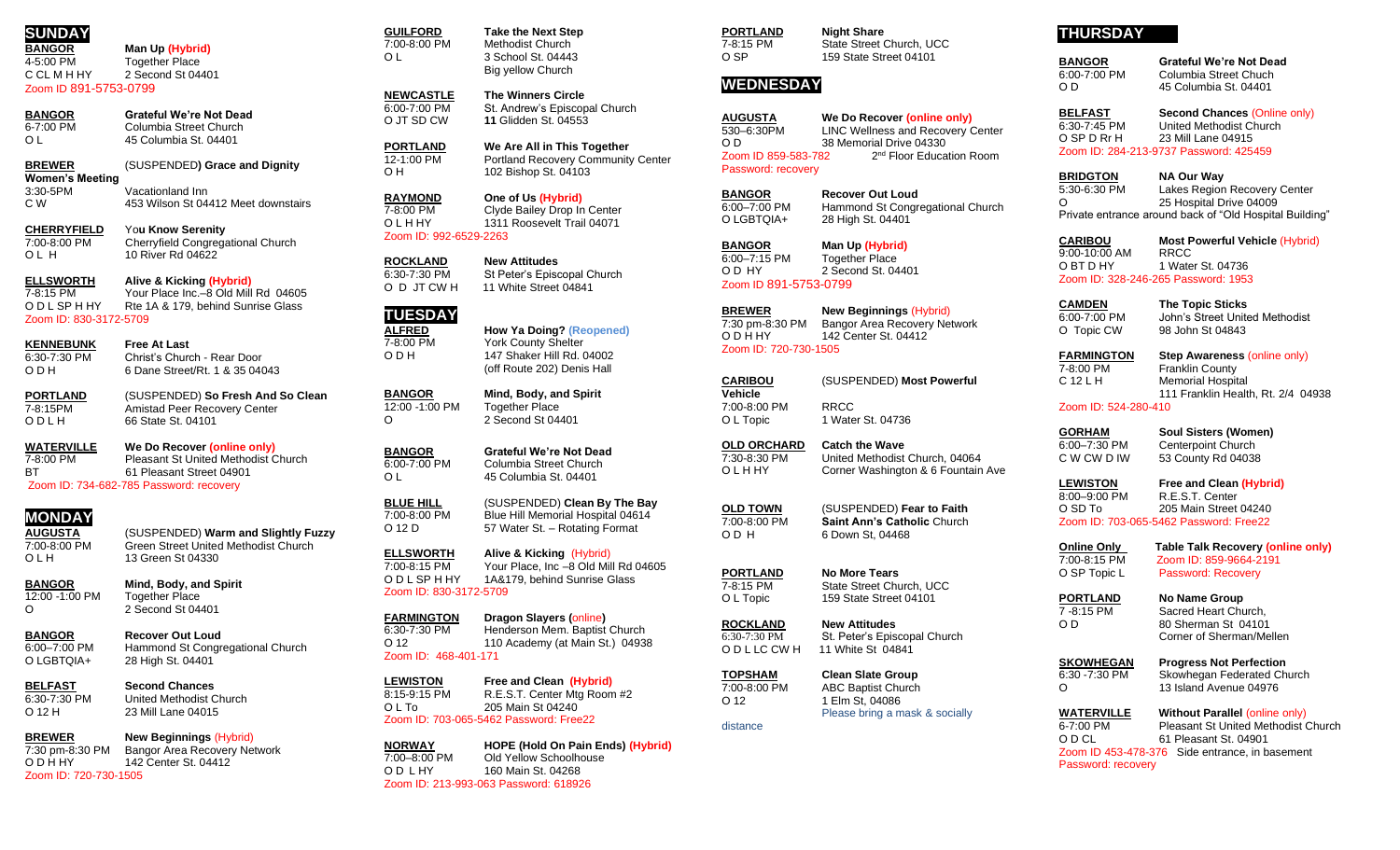## SUNDAY

**BANGOR** — **Man Up (Hybrid)**
4-5:00 PM — Together Place
C CL M H HY — 2 Second St 04401
Zoom ID 891-5753-0799

**BANGOR** — **Grateful We're Not Dead**
6-7:00 PM — Columbia Street Church
O L — 45 Columbia St. 04401

**BREWER** — (SUSPENDED**) Grace and Dignity**
**Women's Meeting**
3:30-5PM — Vacationland Inn
C W — 453 Wilson St 04412 Meet downstairs

**CHERRYFIELD** — **You Know Serenity**
7:00-8:00 PM — Cherryfield Congregational Church
O L H — 10 River Rd 04622

**ELLSWORTH** — **Alive & Kicking (Hybrid)**
7-8:15 PM — Your Place Inc.–8 Old Mill Rd 04605
O D L SP H HY — Rte 1A & 179, behind Sunrise Glass
Zoom ID: 830-3172-5709

**KENNEBUNK** — **Free At Last**
6:30-7:30 PM — Christ's Church - Rear Door
O D H — 6 Dane Street/Rt. 1 & 35 04043

**PORTLAND** — (SUSPENDED) **So Fresh And So Clean**
7-8:15PM — Amistad Peer Recovery Center
O D L H — 66 State St. 04101

**WATERVILLE** — **We Do Recover (online only)**
7-8:00 PM — Pleasant St United Methodist Church
BT — 61 Pleasant Street 04901
Zoom ID: 734-682-785 Password: recovery

## MONDAY

**AUGUSTA** — (SUSPENDED) **Warm and Slightly Fuzzy**
7:00-8:00 PM — Green Street United Methodist Church
O L H — 13 Green St 04330

**BANGOR** — **Mind, Body, and Spirit**
12:00 -1:00 PM — Together Place
O — 2 Second St 04401

**BANGOR** — **Recover Out Loud**
6:00–7:00 PM — Hammond St Congregational Church
O LGBTQIA+ — 28 High St. 04401

**BELFAST** — **Second Chances**
6:30-7:30 PM — United Methodist Church
O 12 H — 23 Mill Lane 04015

**BREWER** — **New Beginnings (Hybrid)**
7:30 pm-8:30 PM — Bangor Area Recovery Network
O D H HY — 142 Center St. 04412
Zoom ID: 720-730-1505

**GUILFORD** — **Take the Next Step**
7:00-8:00 PM — Methodist Church
O L — 3 School St. 04443
Big yellow Church

**NEWCASTLE** — **The Winners Circle**
6:00-7:00 PM — St. Andrew's Episcopal Church
O JT SD CW — **11** Glidden St. 04553

**PORTLAND** — **We Are All in This Together**
12-1:00 PM — Portland Recovery Community Center
O H — 102 Bishop St. 04103

**RAYMOND** — **One of Us (Hybrid)**
7-8:00 PM — Clyde Bailey Drop In Center
O L H HY — 1311 Roosevelt Trail 04071
Zoom ID: 992-6529-2263

**ROCKLAND** — **New Attitudes**
6:30-7:30 PM — St Peter's Episcopal Church
O D JT CW H — 11 White Street 04841

## TUESDAY

**ALFRED** — **How Ya Doing? (Reopened)**
7-8:00 PM — York County Shelter
O D H — 147 Shaker Hill Rd. 04002
(off Route 202) Denis Hall

**BANGOR** — **Mind, Body, and Spirit**
12:00 -1:00 PM — Together Place
O — 2 Second St 04401

**BANGOR** — **Grateful We're Not Dead**
6:00-7:00 PM — Columbia Street Church
O L — 45 Columbia St. 04401

**BLUE HILL** — (SUSPENDED) **Clean By The Bay**
7:00-8:00 PM — Blue Hill Memorial Hospital 04614
O 12 D — 57 Water St. – Rotating Format

**ELLSWORTH** — **Alive & Kicking (Hybrid)**
7:00-8:15 PM — Your Place, Inc –8 Old Mill Rd 04605
O D L SP H HY — 1A&179, behind Sunrise Glass
Zoom ID: 830-3172-5709

**FARMINGTON** — **Dragon Slayers (online)**
6:30-7:30 PM — Henderson Mem. Baptist Church
O 12 — 110 Academy (at Main St.) 04938
Zoom ID: 468-401-171

**LEWISTON** — **Free and Clean (Hybrid)**
8:15-9:15 PM — R.E.S.T. Center Mtg Room #2
O L To — 205 Main St 04240
Zoom ID: 703-065-5462 Password: Free22

**NORWAY** — **HOPE (Hold On Pain Ends) (Hybrid)**
7:00–8:00 PM — Old Yellow Schoolhouse
O D L HY — 160 Main St. 04268
Zoom ID: 213-993-063 Password: 618926

**PORTLAND** — **Night Share**
7-8:15 PM — State Street Church, UCC
O SP — 159 State Street 04101

## WEDNESDAY

**AUGUSTA** — **We Do Recover (online only)**
530–6:30PM — LINC Wellness and Recovery Center
O D — 38 Memorial Drive 04330
Zoom ID 859-583-782 — 2nd Floor Education Room
Password: recovery

**BANGOR** — **Recover Out Loud**
6:00–7:00 PM — Hammond St Congregational Church
O LGBTQIA+ — 28 High St. 04401

**BANGOR** — **Man Up (Hybrid)**
6:00–7:15 PM — Together Place
O D HY — 2 Second St. 04401
Zoom ID 891-5753-0799

**BREWER** — **New Beginnings (Hybrid)**
7:30 pm-8:30 PM — Bangor Area Recovery Network
O D H HY — 142 Center St. 04412
Zoom ID: 720-730-1505

**CARIBOU** — (SUSPENDED) **Most Powerful Vehicle**
7:00-8:00 PM — RRCC
O L Topic — 1 Water St. 04736

**OLD ORCHARD** — **Catch the Wave**
7:30-8:30 PM — United Methodist Church, 04064
O L H HY — Corner Washington & 6 Fountain Ave

**OLD TOWN** — (SUSPENDED) **Fear to Faith**
7:00-8:00 PM — **Saint Ann's Catholic** Church
O D H — 6 Down St, 04468

**PORTLAND** — **No More Tears**
7-8:15 PM — State Street Church, UCC
O L Topic — 159 State Street 04101

**ROCKLAND** — **New Attitudes**
6:30-7:30 PM — St. Peter's Episcopal Church
O D L LC CW H — 11 White St 04841

**TOPSHAM** — **Clean Slate Group**
7:00-8:00 PM — ABC Baptist Church
O 12 — 1 Elm St, 04086
Please bring a mask & socially distance

## THURSDAY

**BANGOR** — **Grateful We're Not Dead**
6:00-7:00 PM — Columbia Street Chuch
O D — 45 Columbia St. 04401

**BELFAST** — **Second Chances (Online only)**
6:30-7:45 PM — United Methodist Church
O SP D Rr H — 23 Mill Lane 04915
Zoom ID: 284-213-9737 Password: 425459

**BRIDGTON** — **NA Our Way**
5:30-6:30 PM — Lakes Region Recovery Center
O — 25 Hospital Drive 04009
Private entrance around back of "Old Hospital Building"

**CARIBOU** — **Most Powerful Vehicle (Hybrid)**
9:00-10:00 AM — RRCC
O BT D HY — 1 Water St. 04736
Zoom ID: 328-246-265 Password: 1953

**CAMDEN** — **The Topic Sticks**
6:00-7:00 PM — John's Street United Methodist
O Topic CW — 98 John St 04843

**FARMINGTON** — **Step Awareness (online only)**
7-8:00 PM — Franklin County
C 12 L H — Memorial Hospital
111 Franklin Health, Rt. 2/4 04938
Zoom ID: 524-280-410

**GORHAM** — **Soul Sisters (Women)**
6:00–7:30 PM — Centerpoint Church
C W CW D IW — 53 County Rd 04038

**LEWISTON** — **Free and Clean (Hybrid)**
8:00–9:00 PM — R.E.S.T. Center
O SD To — 205 Main Street 04240
Zoom ID: 703-065-5462 Password: Free22

**Online Only** — **Table Talk Recovery (online only)**
7:00-8:15 PM — Zoom ID: 859-9664-2191
O SP Topic L — Password: Recovery

**PORTLAND** — **No Name Group**
7 -8:15 PM — Sacred Heart Church,
O D — 80 Sherman St 04101
Corner of Sherman/Mellen

**SKOWHEGAN** — **Progress Not Perfection**
6:30 -7:30 PM — Skowhegan Federated Church
O — 13 Island Avenue 04976

**WATERVILLE** — **Without Parallel (online only)**
6-7:00 PM — Pleasant St United Methodist Church
O D CL — 61 Pleasant St. 04901
Zoom ID 453-478-376 Side entrance, in basement
Password: recovery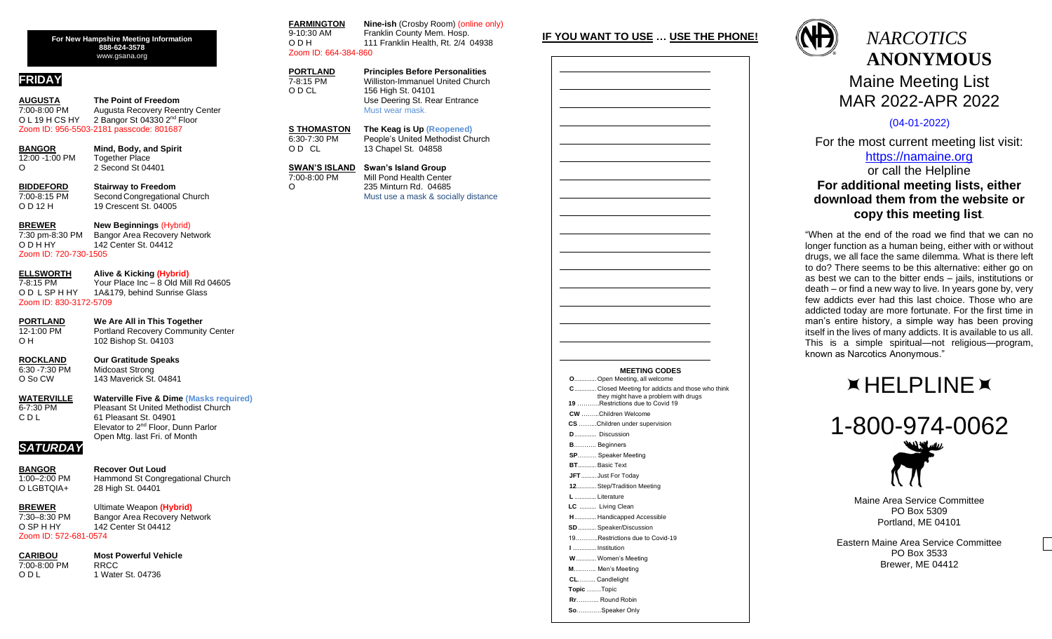**For New Hampshire Meeting Information**
**888-624-3578**
www.gsana.org

## FRIDAY

**AUGUSTA** — **The Point of Freedom**
7:00-8:00 PM — Augusta Recovery Reentry Center
O L 19 H CS HY — 2 Bangor St 04330 2nd Floor
Zoom ID: 956-5503-2181 passcode: 801687

**BANGOR** — **Mind, Body, and Spirit**
12:00 -1:00 PM — Together Place
O — 2 Second St 04401

**BIDDEFORD** — **Stairway to Freedom**
7:00-8:15 PM — Second Congregational Church
O D 12 H — 19 Crescent St. 04005

**BREWER** — **New Beginnings** (Hybrid)
7:30 pm-8:30 PM — Bangor Area Recovery Network
O D H HY — 142 Center St. 04412
Zoom ID: 720-730-1505

**ELLSWORTH** — **Alive & Kicking (Hybrid)**
7-8:15 PM — Your Place Inc – 8 Old Mill Rd 04605
O D L SP H HY — 1A&179, behind Sunrise Glass
Zoom ID: 830-3172-5709

**PORTLAND** — **We Are All in This Together**
12-1:00 PM — Portland Recovery Community Center
O H — 102 Bishop St. 04103

**ROCKLAND** — **Our Gratitude Speaks**
6:30 -7:30 PM — Midcoast Strong
O So CW — 143 Maverick St. 04841

**WATERVILLE** — **Waterville Five & Dime (Masks required)**
6-7:30 PM — Pleasant St United Methodist Church
C D L — 61 Pleasant St. 04901
Elevator to 2nd Floor, Dunn Parlor
Open Mtg. last Fri. of Month

## SATURDAY

**BANGOR** — **Recover Out Loud**
1:00–2:00 PM — Hammond St Congregational Church
O LGBTQIA+ — 28 High St. 04401

**BREWER** — Ultimate Weapon **(Hybrid)**
7:30–8:30 PM — Bangor Area Recovery Network
O SP H HY — 142 Center St 04412
Zoom ID: 572-681-0574

**CARIBOU** — **Most Powerful Vehicle**
7:00-8:00 PM — RRCC
O D L — 1 Water St. 04736

**FARMINGTON** — **Nine-ish** (Crosby Room) (online only)
9-10:30 AM — Franklin County Mem. Hosp.
O D H — 111 Franklin Health, Rt. 2/4 04938
Zoom ID: 664-384-860

**PORTLAND** — **Principles Before Personalities**
7-8:15 PM — Williston-Immanuel United Church
O D CL — 156 High St. 04101
Use Deering St. Rear Entrance
Must wear mask.

**S THOMASTON** — **The Keag is Up (Reopened)**
6:30-7:30 PM — People's United Methodist Church
O D CL — 13 Chapel St. 04858

**SWAN'S ISLAND** — **Swan's Island Group**
7:00-8:00 PM — Mill Pond Health Center
O — 235 Minturn Rd. 04685
Must use a mask & socially distance

## IF YOU WANT TO USE … USE THE PHONE!

### MEETING CODES

- **O** ............ Open Meeting, all welcome
- **C** ............ Closed Meeting for addicts and those who think they might have a problem with drugs
- **19** ............Restrictions due to Covid 19
- **CW** .........Children Welcome
- **CS** .........Children under supervision
- **D** ............ Discussion
- **B** ........... Beginners
- **SP** ......... Speaker Meeting
- **BT** .......... Basic Text
- **JFT** ......... Just For Today
- **12** ........... Step/Tradition Meeting
- **L** ............ Literature
- **LC** .......... Living Clean
- **H** ............ Handicapped Accessible
- **SD** .......... Speaker/Discussion
- 19............Restrictions due to Covid-19
- **I** ............. Institution
- **W** ........... Women's Meeting
- **M** ........... Men's Meeting
- **CL** ......... Candlelight
- **Topic** ........Topic
- **Rr** ........... Round Robin
- **So** ............Speaker Only

# *NARCOTICS* ANONYMOUS

## Maine Meeting List MAR 2022-APR 2022

(04-01-2022)

For the most current meeting list visit:
https://namaine.org
or call the Helpline

**For additional meeting lists, either download them from the website or copy this meeting list.**

"When at the end of the road we find that we can no longer function as a human being, either with or without drugs, we all face the same dilemma. What is there left to do? There seems to be this alternative: either go on as best we can to the bitter ends – jails, institutions or death – or find a new way to live. In years gone by, very few addicts ever had this last choice. Those who are addicted today are more fortunate. For the first time in man's entire history, a simple way has been proving itself in the lives of many addicts. It is available to us all. This is a simple spiritual—not religious—program, known as Narcotics Anonymous."

## ⌘ HELPLINE ⌘

## 1-800-974-0062

Maine Area Service Committee
PO Box 5309
Portland, ME 04101

Eastern Maine Area Service Committee
PO Box 3533
Brewer, ME 04412